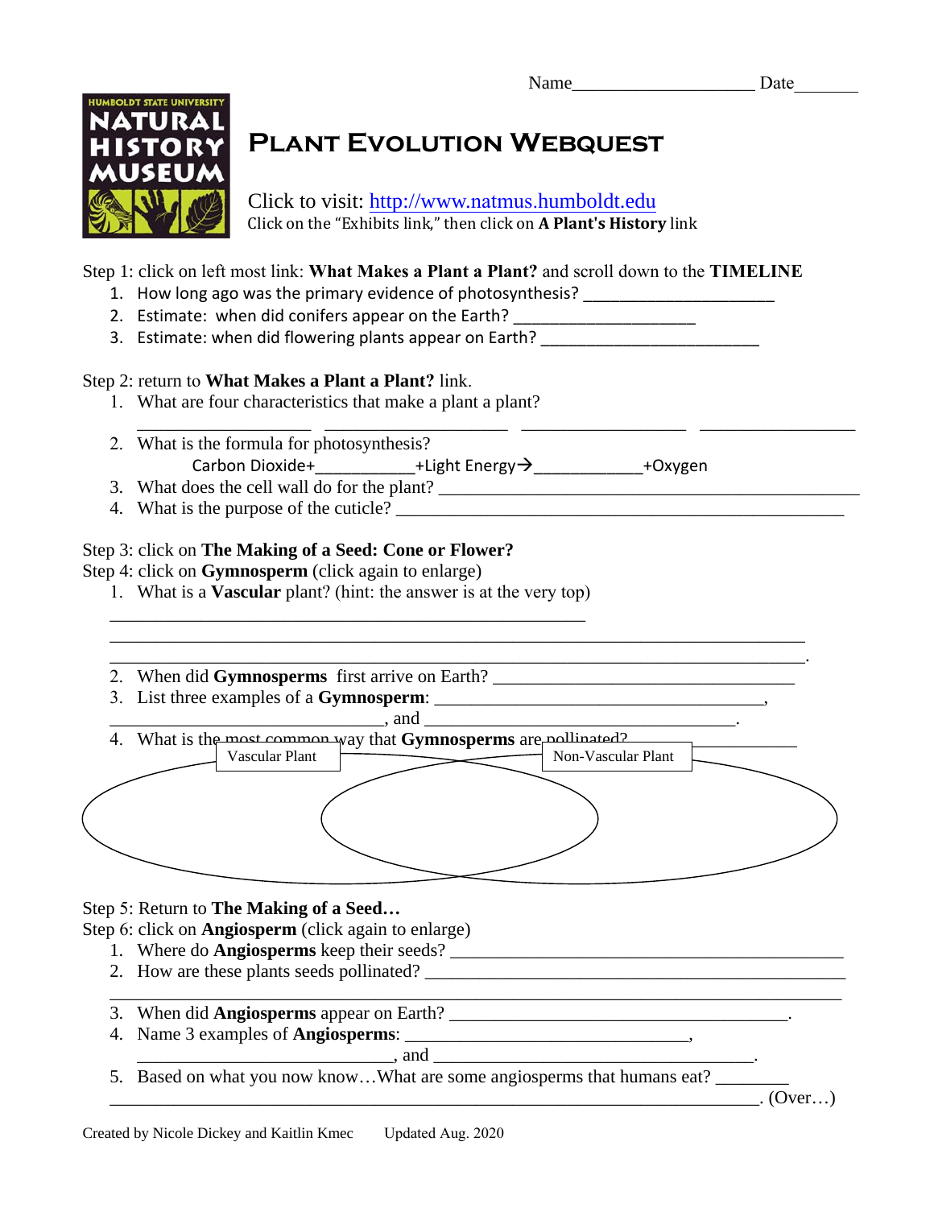Name____________________ Date_______

HUMBOLDT STATE UNIVERSITY NATURAL HISTORY MUSEUM

# Plant Evolution Webquest

Click to visit: http://www.natmus.humboldt.edu
Click on the "Exhibits link," then click on **A Plant's History** link

Step 1: click on left most link: **What Makes a Plant a Plant?** and scroll down to the **TIMELINE**

1. How long ago was the primary evidence of photosynthesis? ______________________
2. Estimate: when did conifers appear on the Earth? ____________________
3. Estimate: when did flowering plants appear on Earth? ________________________

Step 2: return to **What Makes a Plant a Plant?** link.

1. What are four characteristics that make a plant a plant?

   ___________________ ____________________ __________________ _________________

2. What is the formula for photosynthesis?

   Carbon Dioxide+___________+Light Energy→____________+Oxygen

3. What does the cell wall do for the plant? _______________________________________________
4. What is the purpose of the cuticle? __________________________________________________

Step 3: click on **The Making of a Seed: Cone or Flower?**

Step 4: click on **Gymnosperm** (click again to enlarge)

1. What is a **Vascular** plant? (hint: the answer is at the very top)

   _____________________________________________________
   ______________________________________________________________________________
   ______________________________________________________________________________.

2. When did **Gymnosperms** first arrive on Earth? __________________________________
3. List three examples of a **Gymnosperm**: __________________________________,
   ______________________________, and _________________________________.
4. What is the most common way that **Gymnosperms** are pollinated? ________________

Vascular Plant | Non-Vascular Plant

Step 5: Return to **The Making of a Seed…**

Step 6: click on **Angiosperm** (click again to enlarge)

1. Where do **Angiosperms** keep their seeds? ___________________________________________
2. How are these plants seeds pollinated? _____________________________________________
   ______________________________________________________________________________
3. When did **Angiosperms** appear on Earth? ______________________________________.
4. Name 3 examples of **Angiosperms**: _______________________________,
   ____________________________, and _________________________________.
5. Based on what you now know…What are some angiosperms that humans eat? ________
   _________________________________________________________________________. (Over…)

Created by Nicole Dickey and Kaitlin Kmec     Updated Aug. 2020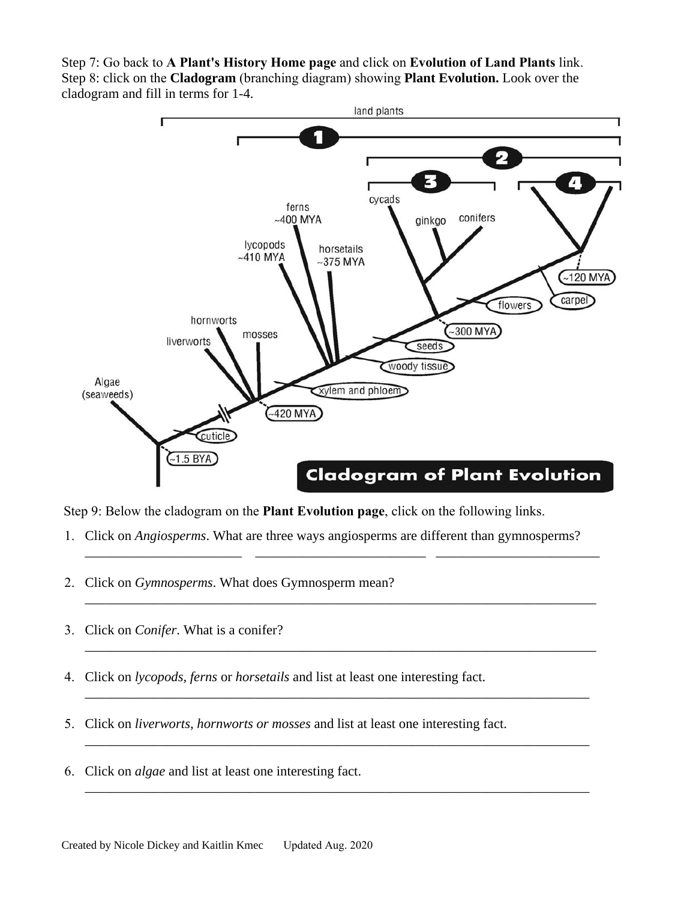Step 7: Go back to **A Plant's History Home page** and click on **Evolution of Land Plants** link.
Step 8: click on the **Cladogram** (branching diagram) showing **Plant Evolution.** Look over the cladogram and fill in terms for 1-4.

land plants

1

2

3

4

cycads

ginkgo

conifers

ferns ~400 MYA

lycopods ~410 MYA

horsetails ~375 MYA

hornworts

liverworts

mosses

Algae (seaweeds)

~120 MYA

carpel

flowers

~300 MYA

seeds

woody tissue

xylem and phloem

~420 MYA

cuticle

~1.5 BYA

Cladogram of Plant Evolution

Step 9: Below the cladogram on the **Plant Evolution page**, click on the following links.

1. Click on *Angiosperms*. What are three ways angiosperms are different than gymnosperms?
   ______________________ ________________________ _______________________
2. Click on *Gymnosperms*. What does Gymnosperm mean?
   ________________________________________________________________________
3. Click on *Conifer*. What is a conifer?
   ________________________________________________________________________
4. Click on *lycopods, ferns* or *horsetails* and list at least one interesting fact.
   ________________________________________________________________________
5. Click on *liverworts, hornworts or mosses* and list at least one interesting fact.
   ________________________________________________________________________
6. Click on *algae* and list at least one interesting fact.
   ________________________________________________________________________

Created by Nicole Dickey and Kaitlin Kmec     Updated Aug. 2020